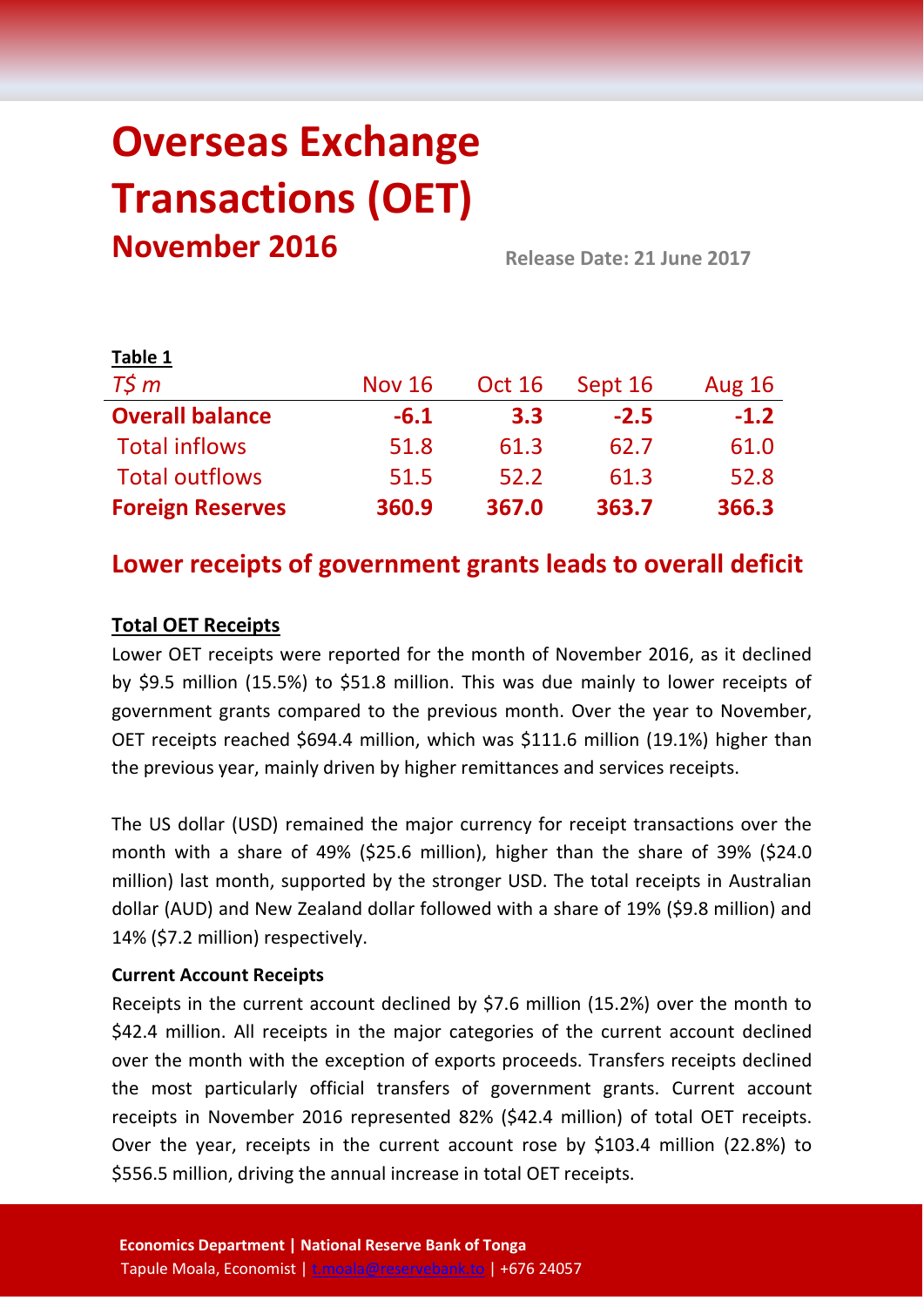# Overseas Exchange Transactions (OET)

## November 2016

Release Date: 21 June 2017

**Table 1**

| *T$ m* | Nov 16 | Oct 16 | Sept 16 | Aug 16 |
|---|---|---|---|---|
| **Overall balance** | **-6.1** | **3.3** | **-2.5** | **-1.2** |
| Total inflows | 51.8 | 61.3 | 62.7 | 61.0 |
| Total outflows | 51.5 | 52.2 | 61.3 | 52.8 |
| **Foreign Reserves** | **360.9** | **367.0** | **363.7** | **366.3** |

## Lower receipts of government grants leads to overall deficit

### Total OET Receipts

Lower OET receipts were reported for the month of November 2016, as it declined by $9.5 million (15.5%) to $51.8 million. This was due mainly to lower receipts of government grants compared to the previous month. Over the year to November, OET receipts reached $694.4 million, which was $111.6 million (19.1%) higher than the previous year, mainly driven by higher remittances and services receipts.

The US dollar (USD) remained the major currency for receipt transactions over the month with a share of 49% ($25.6 million), higher than the share of 39% ($24.0 million) last month, supported by the stronger USD. The total receipts in Australian dollar (AUD) and New Zealand dollar followed with a share of 19% ($9.8 million) and 14% ($7.2 million) respectively.

**Current Account Receipts**

Receipts in the current account declined by $7.6 million (15.2%) over the month to $42.4 million. All receipts in the major categories of the current account declined over the month with the exception of exports proceeds. Transfers receipts declined the most particularly official transfers of government grants. Current account receipts in November 2016 represented 82% ($42.4 million) of total OET receipts. Over the year, receipts in the current account rose by $103.4 million (22.8%) to $556.5 million, driving the annual increase in total OET receipts.

**Economics Department | National Reserve Bank of Tonga**
Tapule Moala, Economist | t.moala@reservebank.to | +676 24057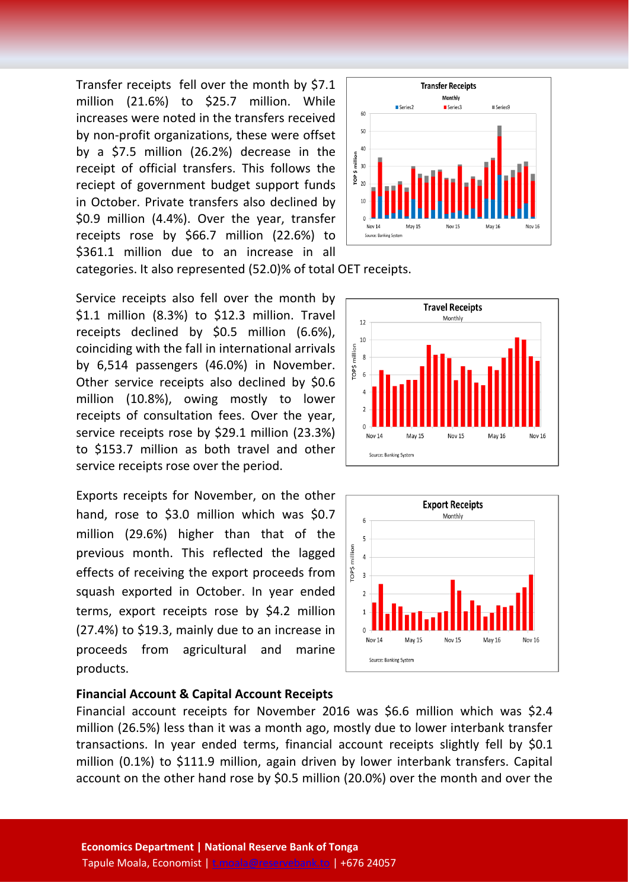Transfer receipts fell over the month by $7.1 million (21.6%) to $25.7 million. While increases were noted in the transfers received by non-profit organizations, these were offset by a $7.5 million (26.2%) decrease in the receipt of official transfers. This follows the reciept of government budget support funds in October. Private transfers also declined by $0.9 million (4.4%). Over the year, transfer receipts rose by $66.7 million (22.6%) to $361.1 million due to an increase in all categories. It also represented (52.0)% of total OET receipts.

Transfer Receipts
Monthly
Series2 Series3 Series9
TOP $ million
60
50
40
30
20
10
0
Nov 14 May 15 Nov 15 May 16 Nov 16
Source: Banking System

Service receipts also fell over the month by $1.1 million (8.3%) to $12.3 million. Travel receipts declined by $0.5 million (6.6%), coinciding with the fall in international arrivals by 6,514 passengers (46.0%) in November. Other service receipts also declined by $0.6 million (10.8%), owing mostly to lower receipts of consultation fees. Over the year, service receipts rose by $29.1 million (23.3%) to $153.7 million as both travel and other service receipts rose over the period.

Travel Receipts
Monthly
TOP$ million
12
10
8
6
4
2
0
Nov 14 May 15 Nov 15 May 16 Nov 16
Source: Banking System

Exports receipts for November, on the other hand, rose to $3.0 million which was $0.7 million (29.6%) higher than that of the previous month. This reflected the lagged effects of receiving the export proceeds from squash exported in October. In year ended terms, export receipts rose by $4.2 million (27.4%) to $19.3, mainly due to an increase in proceeds from agricultural and marine products.

Export Receipts
Monthly
TOP$ million
6
5
4
3
2
1
0
Nov 14 May 15 Nov 15 May 16 Nov 16
Source: Banking System

**Financial Account & Capital Account Receipts**

Financial account receipts for November 2016 was $6.6 million which was $2.4 million (26.5%) less than it was a month ago, mostly due to lower interbank transfer transactions. In year ended terms, financial account receipts slightly fell by $0.1 million (0.1%) to $111.9 million, again driven by lower interbank transfers. Capital account on the other hand rose by $0.5 million (20.0%) over the month and over the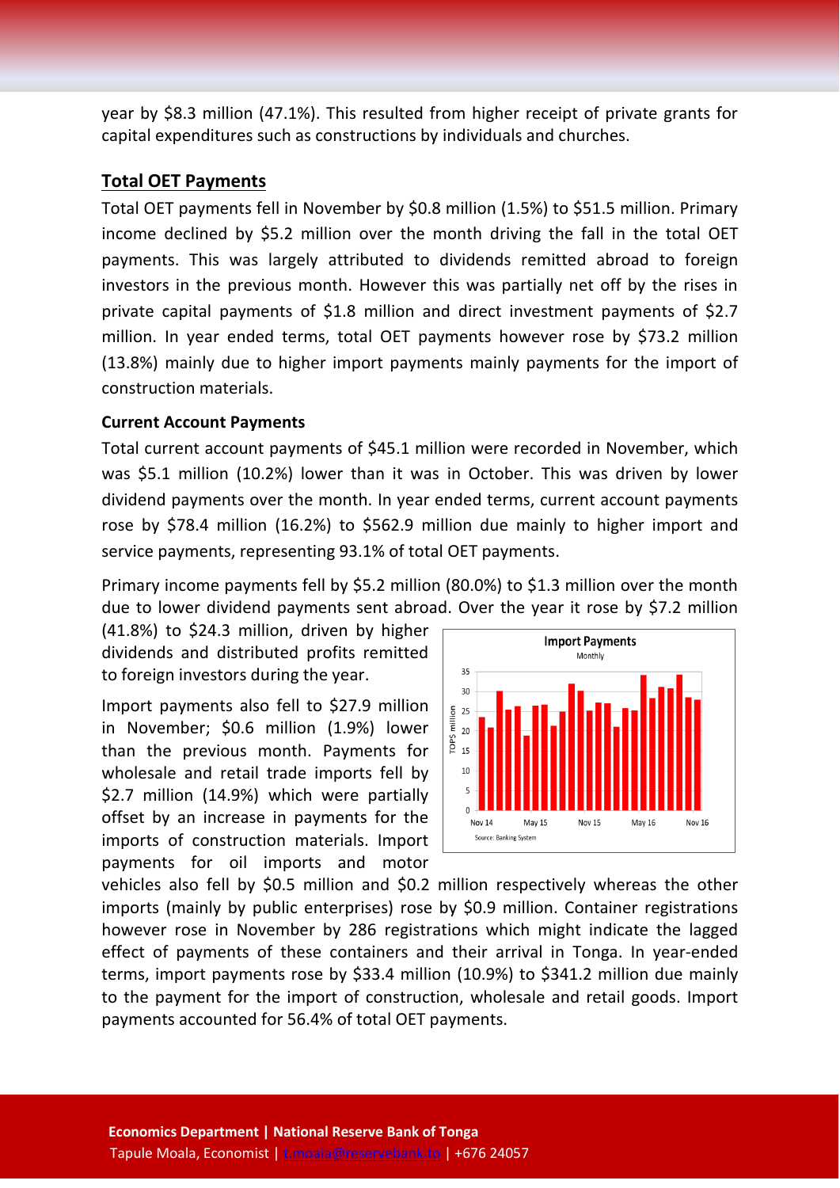year by $8.3 million (47.1%). This resulted from higher receipt of private grants for capital expenditures such as constructions by individuals and churches.

## Total OET Payments

Total OET payments fell in November by $0.8 million (1.5%) to $51.5 million. Primary income declined by $5.2 million over the month driving the fall in the total OET payments. This was largely attributed to dividends remitted abroad to foreign investors in the previous month. However this was partially net off by the rises in private capital payments of $1.8 million and direct investment payments of $2.7 million. In year ended terms, total OET payments however rose by $73.2 million (13.8%) mainly due to higher import payments mainly payments for the import of construction materials.

### Current Account Payments

Total current account payments of $45.1 million were recorded in November, which was $5.1 million (10.2%) lower than it was in October. This was driven by lower dividend payments over the month. In year ended terms, current account payments rose by $78.4 million (16.2%) to $562.9 million due mainly to higher import and service payments, representing 93.1% of total OET payments.

Primary income payments fell by $5.2 million (80.0%) to $1.3 million over the month due to lower dividend payments sent abroad. Over the year it rose by $7.2 million (41.8%) to $24.3 million, driven by higher dividends and distributed profits remitted to foreign investors during the year.

Import payments also fell to $27.9 million in November; $0.6 million (1.9%) lower than the previous month. Payments for wholesale and retail trade imports fell by $2.7 million (14.9%) which were partially offset by an increase in payments for the imports of construction materials. Import payments for oil imports and motor vehicles also fell by $0.5 million and $0.2 million respectively whereas the other imports (mainly by public enterprises) rose by $0.9 million. Container registrations however rose in November by 286 registrations which might indicate the lagged effect of payments of these containers and their arrival in Tonga. In year-ended terms, import payments rose by $33.4 million (10.9%) to $341.2 million due mainly to the payment for the import of construction, wholesale and retail goods. Import payments accounted for 56.4% of total OET payments.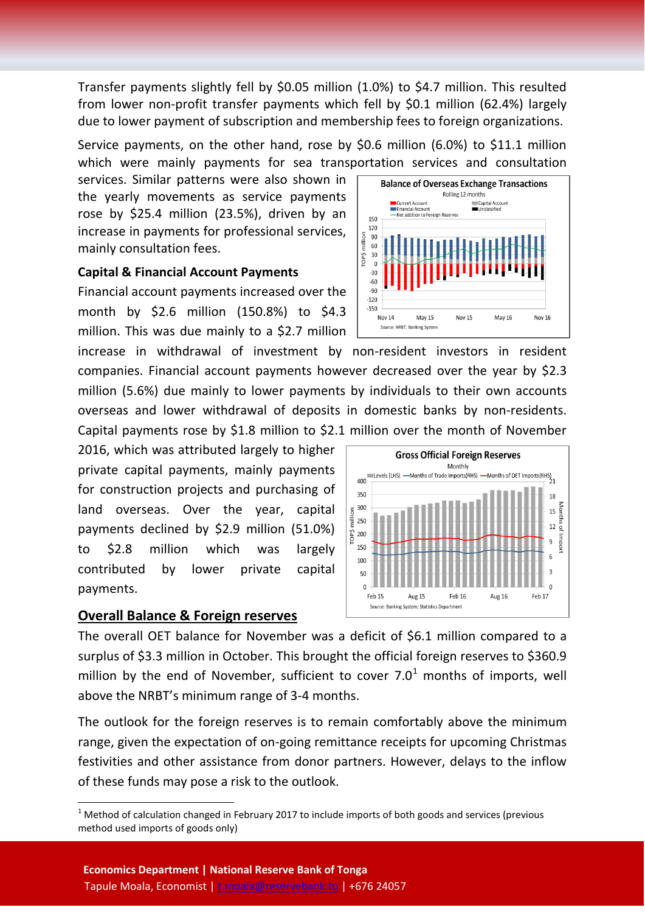Transfer payments slightly fell by $0.05 million (1.0%) to $4.7 million. This resulted from lower non-profit transfer payments which fell by $0.1 million (62.4%) largely due to lower payment of subscription and membership fees to foreign organizations.

Service payments, on the other hand, rose by $0.6 million (6.0%) to $11.1 million which were mainly payments for sea transportation services and consultation services. Similar patterns were also shown in the yearly movements as service payments rose by $25.4 million (23.5%), driven by an increase in payments for professional services, mainly consultation fees.

Balance of Overseas Exchange Transactions
Rolling 12 months
Current Account
Capital Account
Financial Account
Unclassified
Net addition to Foreign Reserves
TOP$ million
150
120
90
60
30
0
-30
-60
-90
-120
-150
Nov 14
May 15
Nov 15
May 16
Nov 16
Source: NRBT; Banking System

**Capital & Financial Account Payments**

Financial account payments increased over the month by $2.6 million (150.8%) to $4.3 million. This was due mainly to a $2.7 million increase in withdrawal of investment by non-resident investors in resident companies. Financial account payments however decreased over the year by $2.3 million (5.6%) due mainly to lower payments by individuals to their own accounts overseas and lower withdrawal of deposits in domestic banks by non-residents. Capital payments rose by $1.8 million to $2.1 million over the month of November 2016, which was attributed largely to higher private capital payments, mainly payments for construction projects and purchasing of land overseas. Over the year, capital payments declined by $2.9 million (51.0%) to $2.8 million which was largely contributed by lower private capital payments.

Gross Official Foreign Reserves
Monthly
Levels (LHS)
Months of Trade Imports(RHS)
Months of OET Imports(RHS)
TOP$ million
400
350
300
250
200
150
100
50
0
21
18
15
12
9
6
3
0
Months of Import
Feb 15
Aug 15
Feb 16
Aug 16
Feb 17
Source: Banking System; Statistics Department

## Overall Balance & Foreign reserves

The overall OET balance for November was a deficit of $6.1 million compared to a surplus of $3.3 million in October. This brought the official foreign reserves to $360.9 million by the end of November, sufficient to cover 7.0[1] months of imports, well above the NRBT's minimum range of 3-4 months.

The outlook for the foreign reserves is to remain comfortably above the minimum range, given the expectation of on-going remittance receipts for upcoming Christmas festivities and other assistance from donor partners. However, delays to the inflow of these funds may pose a risk to the outlook.

[1] Method of calculation changed in February 2017 to include imports of both goods and services (previous method used imports of goods only)

**Economics Department | National Reserve Bank of Tonga**
Tapule Moala, Economist | t.moala@reservebank.to | +676 24057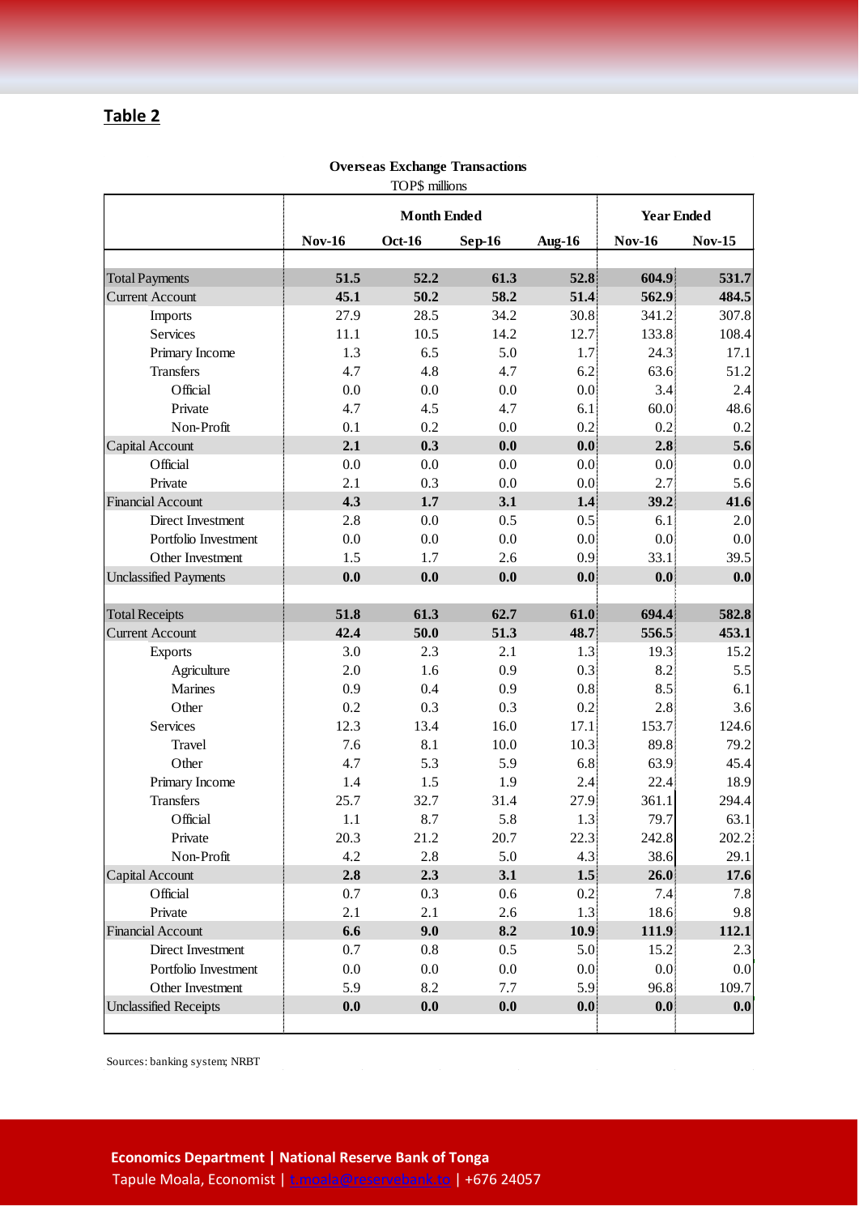## Table 2

**Overseas Exchange Transactions**
TOP$ millions

| | Month Ended | | | | Year Ended | |
|---|---|---|---|---|---|---|
| | **Nov-16** | **Oct-16** | **Sep-16** | **Aug-16** | **Nov-16** | **Nov-15** |
| Total Payments | **51.5** | **52.2** | **61.3** | **52.8** | **604.9** | **531.7** |
| Current Account | **45.1** | **50.2** | **58.2** | **51.4** | **562.9** | **484.5** |
| Imports | 27.9 | 28.5 | 34.2 | 30.8 | 341.2 | 307.8 |
| Services | 11.1 | 10.5 | 14.2 | 12.7 | 133.8 | 108.4 |
| Primary Income | 1.3 | 6.5 | 5.0 | 1.7 | 24.3 | 17.1 |
| Transfers | 4.7 | 4.8 | 4.7 | 6.2 | 63.6 | 51.2 |
| Official | 0.0 | 0.0 | 0.0 | 0.0 | 3.4 | 2.4 |
| Private | 4.7 | 4.5 | 4.7 | 6.1 | 60.0 | 48.6 |
| Non-Profit | 0.1 | 0.2 | 0.0 | 0.2 | 0.2 | 0.2 |
| Capital Account | **2.1** | **0.3** | **0.0** | **0.0** | **2.8** | **5.6** |
| Official | 0.0 | 0.0 | 0.0 | 0.0 | 0.0 | 0.0 |
| Private | 2.1 | 0.3 | 0.0 | 0.0 | 2.7 | 5.6 |
| Financial Account | **4.3** | **1.7** | **3.1** | **1.4** | **39.2** | **41.6** |
| Direct Investment | 2.8 | 0.0 | 0.5 | 0.5 | 6.1 | 2.0 |
| Portfolio Investment | 0.0 | 0.0 | 0.0 | 0.0 | 0.0 | 0.0 |
| Other Investment | 1.5 | 1.7 | 2.6 | 0.9 | 33.1 | 39.5 |
| Unclassified Payments | **0.0** | **0.0** | **0.0** | **0.0** | **0.0** | **0.0** |
| Total Receipts | **51.8** | **61.3** | **62.7** | **61.0** | **694.4** | **582.8** |
| Current Account | **42.4** | **50.0** | **51.3** | **48.7** | **556.5** | **453.1** |
| Exports | 3.0 | 2.3 | 2.1 | 1.3 | 19.3 | 15.2 |
| Agriculture | 2.0 | 1.6 | 0.9 | 0.3 | 8.2 | 5.5 |
| Marines | 0.9 | 0.4 | 0.9 | 0.8 | 8.5 | 6.1 |
| Other | 0.2 | 0.3 | 0.3 | 0.2 | 2.8 | 3.6 |
| Services | 12.3 | 13.4 | 16.0 | 17.1 | 153.7 | 124.6 |
| Travel | 7.6 | 8.1 | 10.0 | 10.3 | 89.8 | 79.2 |
| Other | 4.7 | 5.3 | 5.9 | 6.8 | 63.9 | 45.4 |
| Primary Income | 1.4 | 1.5 | 1.9 | 2.4 | 22.4 | 18.9 |
| Transfers | 25.7 | 32.7 | 31.4 | 27.9 | 361.1 | 294.4 |
| Official | 1.1 | 8.7 | 5.8 | 1.3 | 79.7 | 63.1 |
| Private | 20.3 | 21.2 | 20.7 | 22.3 | 242.8 | 202.2 |
| Non-Profit | 4.2 | 2.8 | 5.0 | 4.3 | 38.6 | 29.1 |
| Capital Account | **2.8** | **2.3** | **3.1** | **1.5** | **26.0** | **17.6** |
| Official | 0.7 | 0.3 | 0.6 | 0.2 | 7.4 | 7.8 |
| Private | 2.1 | 2.1 | 2.6 | 1.3 | 18.6 | 9.8 |
| Financial Account | **6.6** | **9.0** | **8.2** | **10.9** | **111.9** | **112.1** |
| Direct Investment | 0.7 | 0.8 | 0.5 | 5.0 | 15.2 | 2.3 |
| Portfolio Investment | 0.0 | 0.0 | 0.0 | 0.0 | 0.0 | 0.0 |
| Other Investment | 5.9 | 8.2 | 7.7 | 5.9 | 96.8 | 109.7 |
| Unclassified Receipts | **0.0** | **0.0** | **0.0** | **0.0** | **0.0** | **0.0** |

Sources: banking system; NRBT

**Economics Department | National Reserve Bank of Tonga**
Tapule Moala, Economist | t.moala@reservebank.to | +676 24057